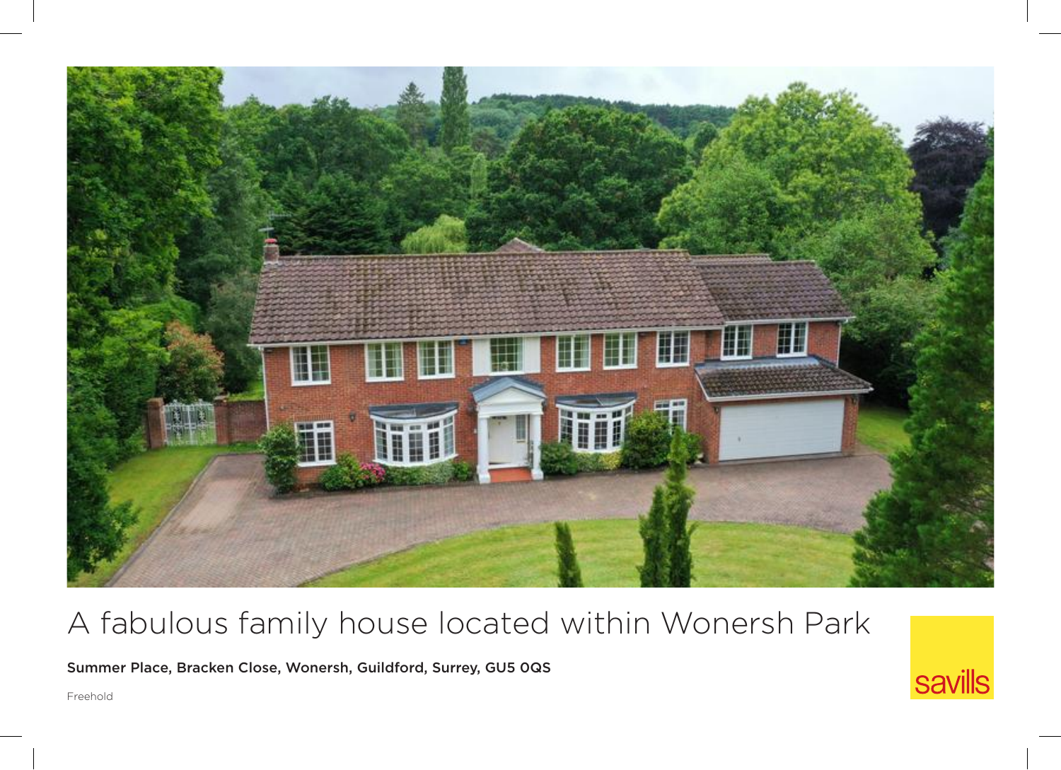# A fabulous family house located within Wonersh Park

**Summer Place, Bracken Close, Wonersh, Guildford, Surrey, GU5 0QS**

Freehold

savills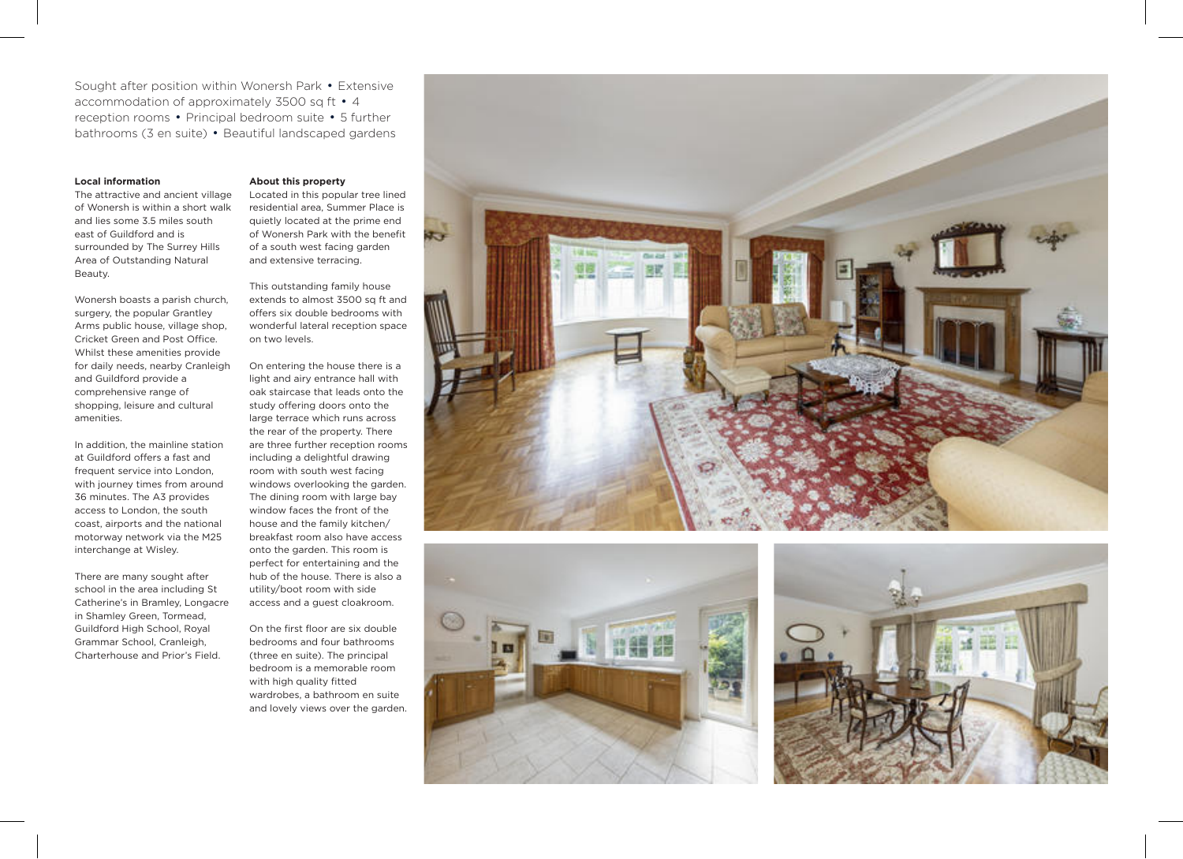Sought after position within Wonersh Park • Extensive accommodation of approximately 3500 sq ft • 4 reception rooms • Principal bedroom suite • 5 further bathrooms (3 en suite) • Beautiful landscaped gardens

**Local information**

The attractive and ancient village of Wonersh is within a short walk and lies some 3.5 miles south east of Guildford and is surrounded by The Surrey Hills Area of Outstanding Natural Beauty.

Wonersh boasts a parish church, surgery, the popular Grantley Arms public house, village shop, Cricket Green and Post Office. Whilst these amenities provide for daily needs, nearby Cranleigh and Guildford provide a comprehensive range of shopping, leisure and cultural amenities.

In addition, the mainline station at Guildford offers a fast and frequent service into London, with journey times from around 36 minutes. The A3 provides access to London, the south coast, airports and the national motorway network via the M25 interchange at Wisley.

There are many sought after school in the area including St Catherine's in Bramley, Longacre in Shamley Green, Tormead, Guildford High School, Royal Grammar School, Cranleigh, Charterhouse and Prior's Field.

**About this property**

Located in this popular tree lined residential area, Summer Place is quietly located at the prime end of Wonersh Park with the benefit of a south west facing garden and extensive terracing.

This outstanding family house extends to almost 3500 sq ft and offers six double bedrooms with wonderful lateral reception space on two levels.

On entering the house there is a light and airy entrance hall with oak staircase that leads onto the study offering doors onto the large terrace which runs across the rear of the property. There are three further reception rooms including a delightful drawing room with south west facing windows overlooking the garden. The dining room with large bay window faces the front of the house and the family kitchen/ breakfast room also have access onto the garden. This room is perfect for entertaining and the hub of the house. There is also a utility/boot room with side access and a guest cloakroom.

On the first floor are six double bedrooms and four bathrooms (three en suite). The principal bedroom is a memorable room with high quality fitted wardrobes, a bathroom en suite and lovely views over the garden.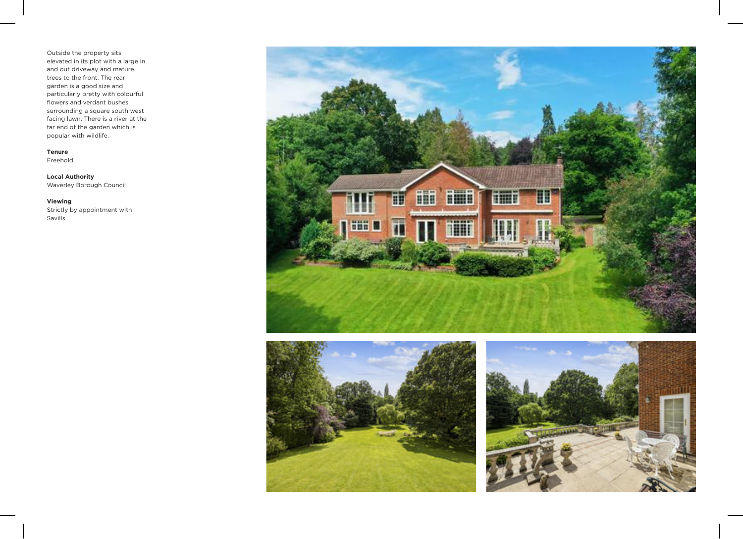Outside the property sits elevated in its plot with a large in and out driveway and mature trees to the front. The rear garden is a good size and particularly pretty with colourful flowers and verdant bushes surrounding a square south west facing lawn. There is a river at the far end of the garden which is popular with wildlife.

**Tenure**
Freehold

**Local Authority**
Waverley Borough Council

**Viewing**
Strictly by appointment with Savills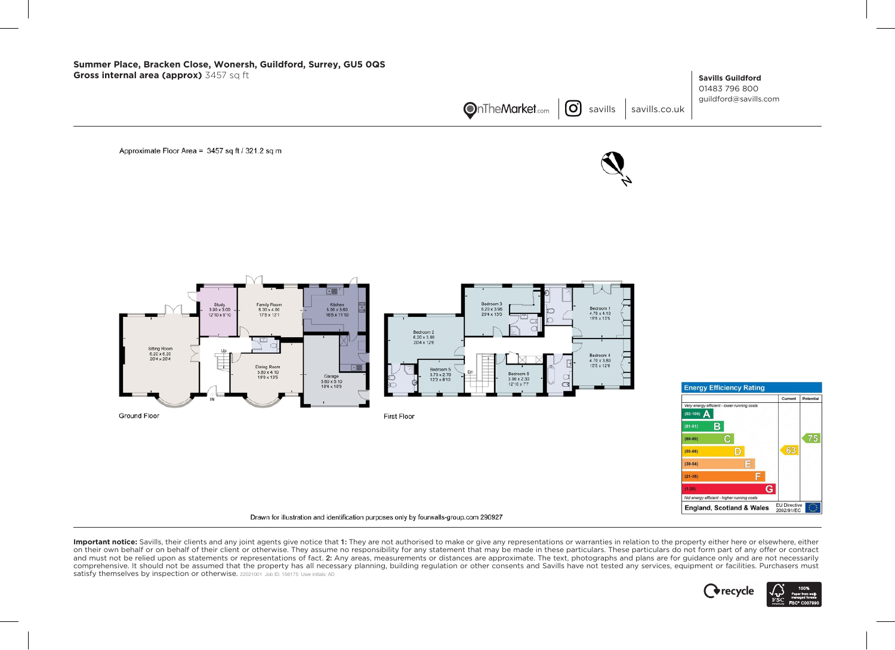**Summer Place, Bracken Close, Wonersh, Guildford, Surrey, GU5 0QS**
**Gross internal area (approx)** 3457 sq ft

OnTheMarket.com | savills | savills.co.uk

**Savills Guildford**
01483 796 800
guildford@savills.com

Approximate Floor Area = 3457 sq ft / 321.2 sq m

Study
3.90 x 3.00
12'10 x 9'10

Family Room
5.30 x 4.00
17'5 x 13'1

Kitchen
5.00 x 3.60
16'5 x 11'10

Sitting Room
6.20 x 6.20
20'4 x 20'4

Up

Dining Room
5.80 x 4.10
19'0 x 13'5

Garage
5.60 x 5.10
18'4 x 16'9

IN

Ground Floor

Bedroom 3
6.20 x 3.96
20'4 x 13'0

Bedroom 1
4.70 x 4.10
15'5 x 13'5

Bedroom 2
6.20 x 3.80
20'4 x 12'6

Bedroom 4
4.70 x 3.80
15'5 x 12'6

Bedroom 5
3.70 x 2.70
12'2 x 8'10

Dn

Bedroom 6
3.90 x 2.30
12'10 x 7'7

First Floor

Drawn for illustration and identification purposes only by fourwalls-group.com 290927

**Energy Efficiency Rating**

| | Current | Potential |
|---|---|---|
| *Very energy efficient - lower running costs* | | |
| (92-100) A | | |
| (81-91) B | | |
| (69-80) C | | 75 |
| (55-68) D | 63 | |
| (39-54) E | | |
| (21-38) F | | |
| (1-20) G | | |
| *Not energy efficient - higher running costs* | | |
| England, Scotland & Wales | EU Directive 2002/91/EC | |

**Important notice:** Savills, their clients and any joint agents give notice that **1:** They are not authorised to make or give any representations or warranties in relation to the property either here or elsewhere, either on their own behalf or on behalf of their client or otherwise. They assume no responsibility for any statement that may be made in these particulars. These particulars do not form part of any offer or contract and must not be relied upon as statements or representations of fact. **2:** Any areas, measurements or distances are approximate. The text, photographs and plans are for guidance only and are not necessarily comprehensive. It should not be assumed that the property has all necessary planning, building regulation or other consents and Savills have not tested any services, equipment or facilities. Purchasers must satisfy themselves by inspection or otherwise. 22021001 Job ID: 156175 User initials: AD

recycle

100% Paper from well-managed forests FSC® C007990